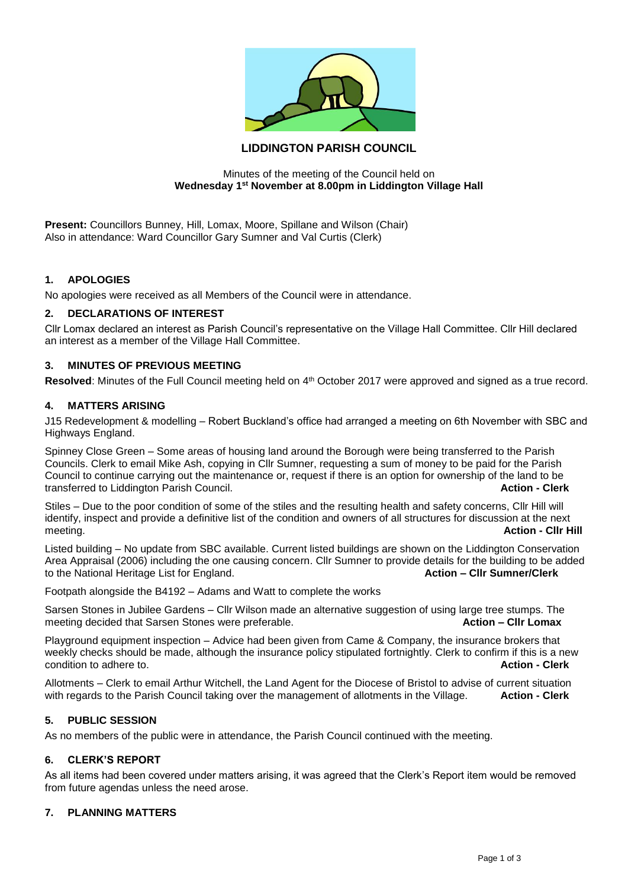# LIDDINGTON PARISH COUNCIL

Minutes of the meeting of the Council held on
**Wednesday 1st November at 8.00pm in Liddington Village Hall**

**Present:** Councillors Bunney, Hill, Lomax, Moore, Spillane and Wilson (Chair)
Also in attendance: Ward Councillor Gary Sumner and Val Curtis (Clerk)

## 1. APOLOGIES

No apologies were received as all Members of the Council were in attendance.

## 2. DECLARATIONS OF INTEREST

Cllr Lomax declared an interest as Parish Council's representative on the Village Hall Committee. Cllr Hill declared an interest as a member of the Village Hall Committee.

## 3. MINUTES OF PREVIOUS MEETING

**Resolved**: Minutes of the Full Council meeting held on 4th October 2017 were approved and signed as a true record.

## 4. MATTERS ARISING

J15 Redevelopment & modelling – Robert Buckland's office had arranged a meeting on 6th November with SBC and Highways England.

Spinney Close Green – Some areas of housing land around the Borough were being transferred to the Parish Councils. Clerk to email Mike Ash, copying in Cllr Sumner, requesting a sum of money to be paid for the Parish Council to continue carrying out the maintenance or, request if there is an option for ownership of the land to be transferred to Liddington Parish Council. **Action - Clerk**

Stiles – Due to the poor condition of some of the stiles and the resulting health and safety concerns, Cllr Hill will identify, inspect and provide a definitive list of the condition and owners of all structures for discussion at the next meeting. **Action - Cllr Hill**

Listed building – No update from SBC available. Current listed buildings are shown on the Liddington Conservation Area Appraisal (2006) including the one causing concern. Cllr Sumner to provide details for the building to be added to the National Heritage List for England. **Action – Cllr Sumner/Clerk**

Footpath alongside the B4192 – Adams and Watt to complete the works

Sarsen Stones in Jubilee Gardens – Cllr Wilson made an alternative suggestion of using large tree stumps. The meeting decided that Sarsen Stones were preferable. **Action – Cllr Lomax**

Playground equipment inspection – Advice had been given from Came & Company, the insurance brokers that weekly checks should be made, although the insurance policy stipulated fortnightly. Clerk to confirm if this is a new condition to adhere to. **Action - Clerk**

Allotments – Clerk to email Arthur Witchell, the Land Agent for the Diocese of Bristol to advise of current situation with regards to the Parish Council taking over the management of allotments in the Village. **Action - Clerk**

## 5. PUBLIC SESSION

As no members of the public were in attendance, the Parish Council continued with the meeting.

## 6. CLERK'S REPORT

As all items had been covered under matters arising, it was agreed that the Clerk's Report item would be removed from future agendas unless the need arose.

## 7. PLANNING MATTERS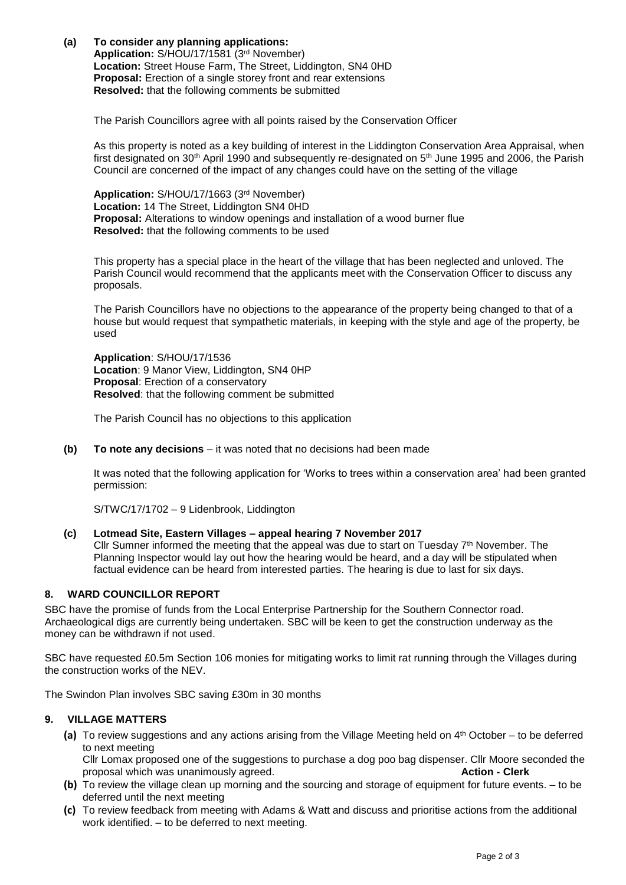**(a) To consider any planning applications:**

**Application:** S/HOU/17/1581 (3rd November)
**Location:** Street House Farm, The Street, Liddington, SN4 0HD
**Proposal:** Erection of a single storey front and rear extensions
**Resolved:** that the following comments be submitted

The Parish Councillors agree with all points raised by the Conservation Officer

As this property is noted as a key building of interest in the Liddington Conservation Area Appraisal, when first designated on 30th April 1990 and subsequently re-designated on 5th June 1995 and 2006, the Parish Council are concerned of the impact of any changes could have on the setting of the village

**Application:** S/HOU/17/1663 (3rd November)
**Location:** 14 The Street, Liddington SN4 0HD
**Proposal:** Alterations to window openings and installation of a wood burner flue
**Resolved:** that the following comments to be used

This property has a special place in the heart of the village that has been neglected and unloved. The Parish Council would recommend that the applicants meet with the Conservation Officer to discuss any proposals.

The Parish Councillors have no objections to the appearance of the property being changed to that of a house but would request that sympathetic materials, in keeping with the style and age of the property, be used

**Application**: S/HOU/17/1536
**Location**: 9 Manor View, Liddington, SN4 0HP
**Proposal**: Erection of a conservatory
**Resolved**: that the following comment be submitted

The Parish Council has no objections to this application

**(b) To note any decisions** – it was noted that no decisions had been made

It was noted that the following application for 'Works to trees within a conservation area' had been granted permission:

S/TWC/17/1702 – 9 Lidenbrook, Liddington

**(c) Lotmead Site, Eastern Villages – appeal hearing 7 November 2017**
Cllr Sumner informed the meeting that the appeal was due to start on Tuesday 7th November. The Planning Inspector would lay out how the hearing would be heard, and a day will be stipulated when factual evidence can be heard from interested parties. The hearing is due to last for six days.

## 8. WARD COUNCILLOR REPORT

SBC have the promise of funds from the Local Enterprise Partnership for the Southern Connector road. Archaeological digs are currently being undertaken. SBC will be keen to get the construction underway as the money can be withdrawn if not used.

SBC have requested £0.5m Section 106 monies for mitigating works to limit rat running through the Villages during the construction works of the NEV.

The Swindon Plan involves SBC saving £30m in 30 months

## 9. VILLAGE MATTERS

**(a)** To review suggestions and any actions arising from the Village Meeting held on 4th October – to be deferred to next meeting
Cllr Lomax proposed one of the suggestions to purchase a dog poo bag dispenser. Cllr Moore seconded the proposal which was unanimously agreed. **Action - Clerk**

**(b)** To review the village clean up morning and the sourcing and storage of equipment for future events. – to be deferred until the next meeting

**(c)** To review feedback from meeting with Adams & Watt and discuss and prioritise actions from the additional work identified. – to be deferred to next meeting.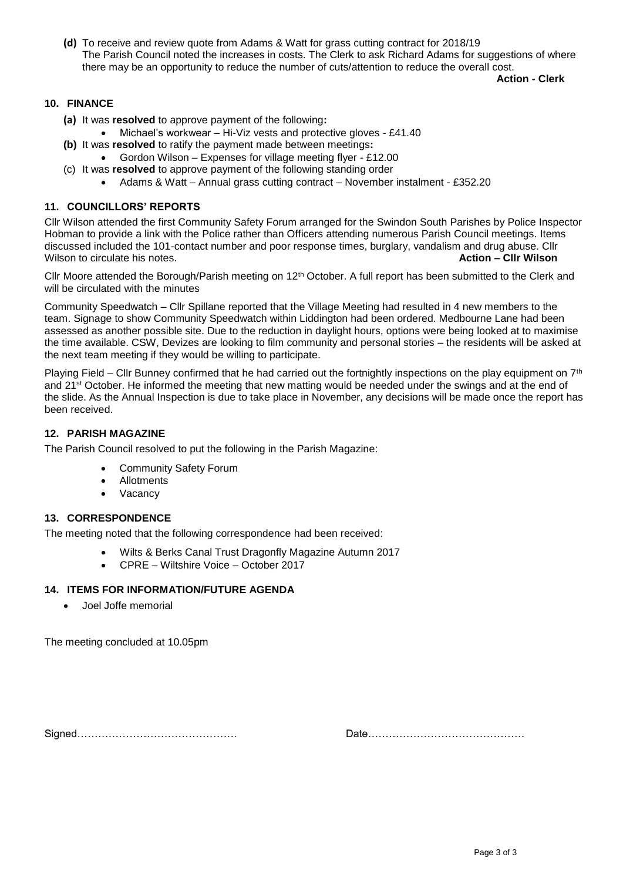**(d)** To receive and review quote from Adams & Watt for grass cutting contract for 2018/19
The Parish Council noted the increases in costs. The Clerk to ask Richard Adams for suggestions of where there may be an opportunity to reduce the number of cuts/attention to reduce the overall cost.

**Action - Clerk**

## 10. FINANCE

**(a)** It was **resolved** to approve payment of the following**:**

- Michael's workwear – Hi-Viz vests and protective gloves - £41.40

**(b)** It was **resolved** to ratify the payment made between meetings**:**

- Gordon Wilson – Expenses for village meeting flyer - £12.00

(c) It was **resolved** to approve payment of the following standing order

- Adams & Watt – Annual grass cutting contract – November instalment - £352.20

## 11. COUNCILLORS' REPORTS

Cllr Wilson attended the first Community Safety Forum arranged for the Swindon South Parishes by Police Inspector Hobman to provide a link with the Police rather than Officers attending numerous Parish Council meetings. Items discussed included the 101-contact number and poor response times, burglary, vandalism and drug abuse. Cllr Wilson to circulate his notes. **Action – Cllr Wilson**

Cllr Moore attended the Borough/Parish meeting on 12th October. A full report has been submitted to the Clerk and will be circulated with the minutes

Community Speedwatch – Cllr Spillane reported that the Village Meeting had resulted in 4 new members to the team. Signage to show Community Speedwatch within Liddington had been ordered. Medbourne Lane had been assessed as another possible site. Due to the reduction in daylight hours, options were being looked at to maximise the time available. CSW, Devizes are looking to film community and personal stories – the residents will be asked at the next team meeting if they would be willing to participate.

Playing Field – Cllr Bunney confirmed that he had carried out the fortnightly inspections on the play equipment on 7th and 21st October. He informed the meeting that new matting would be needed under the swings and at the end of the slide. As the Annual Inspection is due to take place in November, any decisions will be made once the report has been received.

## 12. PARISH MAGAZINE

The Parish Council resolved to put the following in the Parish Magazine:

- Community Safety Forum
- Allotments
- Vacancy

## 13. CORRESPONDENCE

The meeting noted that the following correspondence had been received:

- Wilts & Berks Canal Trust Dragonfly Magazine Autumn 2017
- CPRE – Wiltshire Voice – October 2017

## 14. ITEMS FOR INFORMATION/FUTURE AGENDA

- Joel Joffe memorial

The meeting concluded at 10.05pm

Signed………………………………………. Date………………………………………